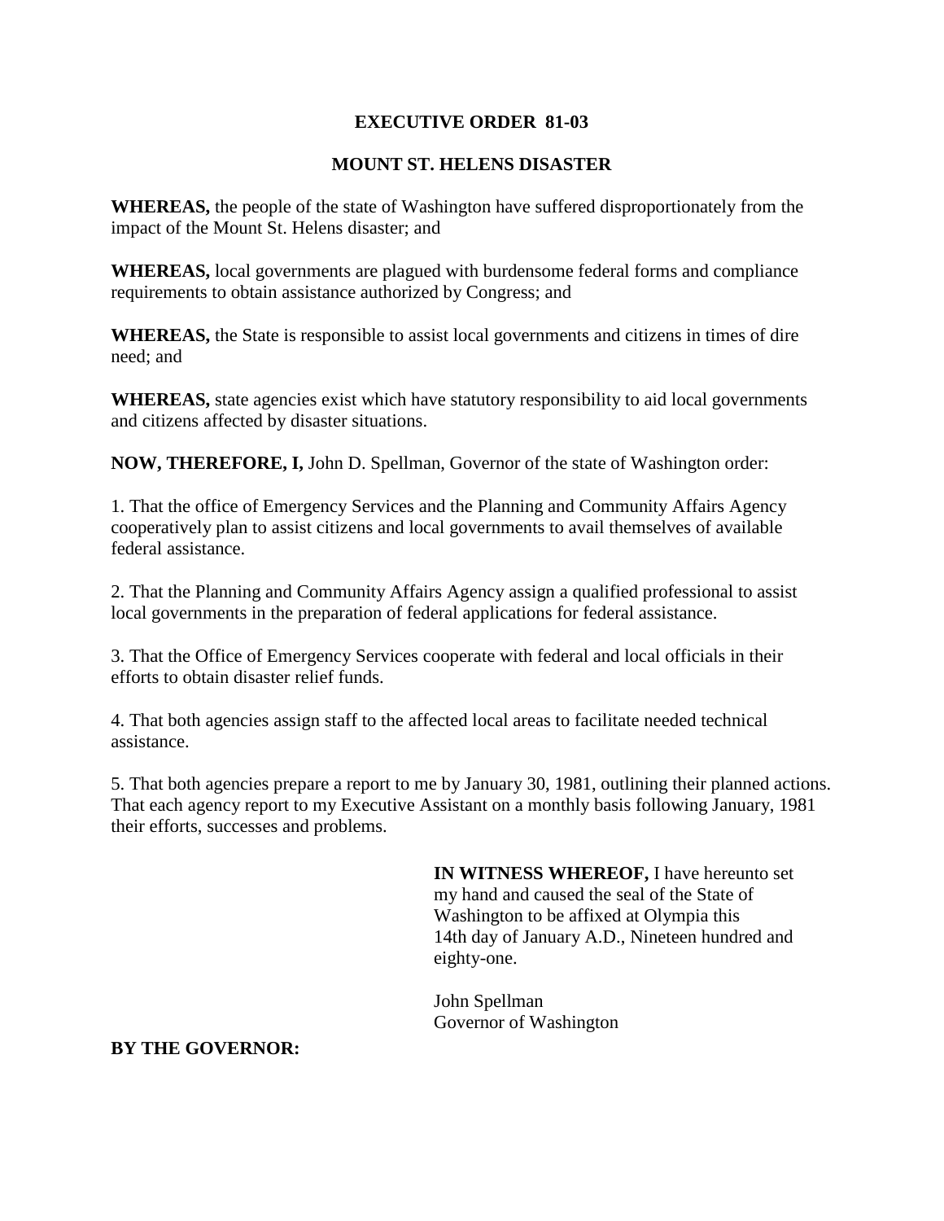# EXECUTIVE ORDER 81-03

## MOUNT ST. HELENS DISASTER

**WHEREAS,** the people of the state of Washington have suffered disproportionately from the impact of the Mount St. Helens disaster; and

**WHEREAS,** local governments are plagued with burdensome federal forms and compliance requirements to obtain assistance authorized by Congress; and

**WHEREAS,** the State is responsible to assist local governments and citizens in times of dire need; and

**WHEREAS,** state agencies exist which have statutory responsibility to aid local governments and citizens affected by disaster situations.

**NOW, THEREFORE, I,** John D. Spellman, Governor of the state of Washington order:

1. That the office of Emergency Services and the Planning and Community Affairs Agency cooperatively plan to assist citizens and local governments to avail themselves of available federal assistance.

2. That the Planning and Community Affairs Agency assign a qualified professional to assist local governments in the preparation of federal applications for federal assistance.

3. That the Office of Emergency Services cooperate with federal and local officials in their efforts to obtain disaster relief funds.

4. That both agencies assign staff to the affected local areas to facilitate needed technical assistance.

5. That both agencies prepare a report to me by January 30, 1981, outlining their planned actions. That each agency report to my Executive Assistant on a monthly basis following January, 1981 their efforts, successes and problems.

**IN WITNESS WHEREOF,** I have hereunto set my hand and caused the seal of the State of Washington to be affixed at Olympia this 14th day of January A.D., Nineteen hundred and eighty-one.

John Spellman
Governor of Washington

**BY THE GOVERNOR:**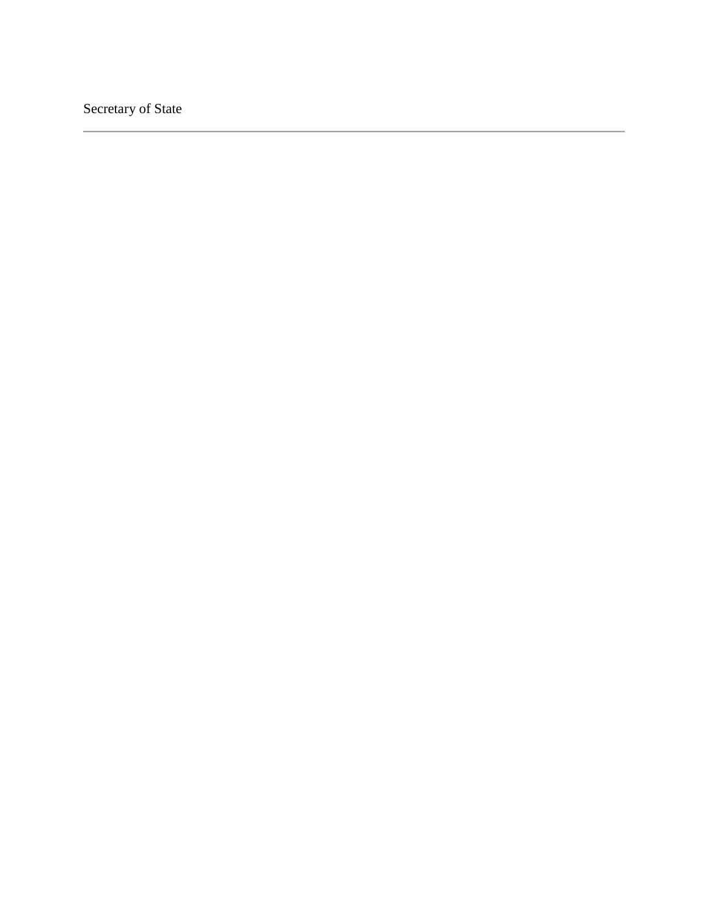Secretary of State

---